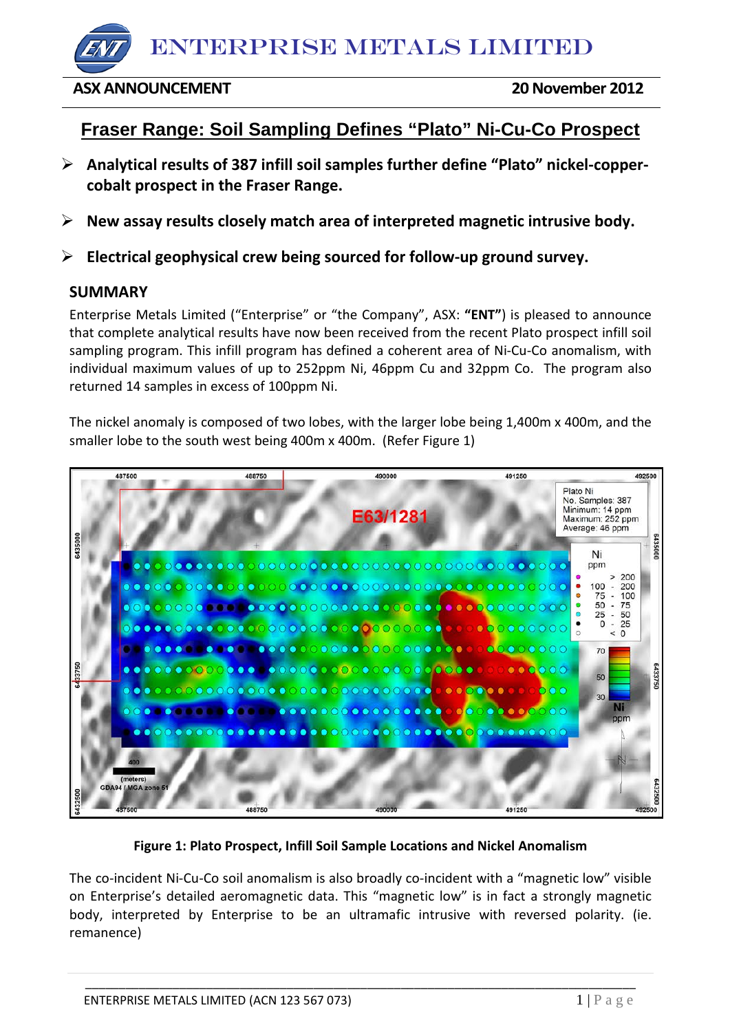# ENTERPRISE METALS LIMITED

**ASX ANNOUNCEMENT** **20 November 2012**

## Fraser Range: Soil Sampling Defines "Plato" Ni-Cu-Co Prospect

- **Analytical results of 387 infill soil samples further define "Plato" nickel-copper-cobalt prospect in the Fraser Range.**
- **New assay results closely match area of interpreted magnetic intrusive body.**
- **Electrical geophysical crew being sourced for follow-up ground survey.**

## SUMMARY

Enterprise Metals Limited ("Enterprise" or "the Company", ASX: **"ENT"**) is pleased to announce that complete analytical results have now been received from the recent Plato prospect infill soil sampling program. This infill program has defined a coherent area of Ni-Cu-Co anomalism, with individual maximum values of up to 252ppm Ni, 46ppm Cu and 32ppm Co. The program also returned 14 samples in excess of 100ppm Ni.

The nickel anomaly is composed of two lobes, with the larger lobe being 1,400m x 400m, and the smaller lobe to the south west being 400m x 400m. (Refer Figure 1)

487500
488750
490000
491250
492500
6435000
6433750
6432500
E63/1281
Plato Ni
No. Samples: 387
Minimum: 14 ppm
Maximum: 252 ppm
Average: 46 ppm
Ni
ppm
> 200
100 - 200
75 - 100
50 - 75
25 - 50
0 - 25
< 0
70
50
30
Ni
ppm
400
(meters)
GDA94 / MGA zone 51

**Figure 1: Plato Prospect, Infill Soil Sample Locations and Nickel Anomalism**

The co-incident Ni-Cu-Co soil anomalism is also broadly co-incident with a "magnetic low" visible on Enterprise's detailed aeromagnetic data. This "magnetic low" is in fact a strongly magnetic body, interpreted by Enterprise to be an ultramafic intrusive with reversed polarity. (ie. remanence)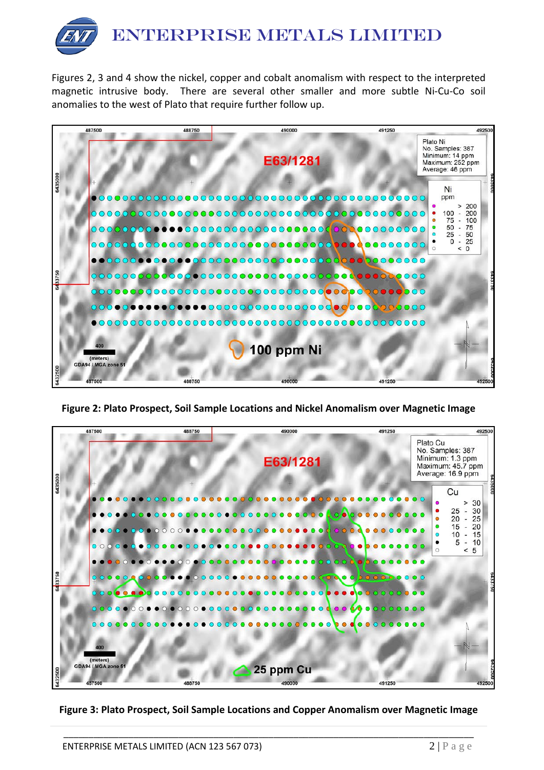Figures 2, 3 and 4 show the nickel, copper and cobalt anomalism with respect to the interpreted magnetic intrusive body. There are several other smaller and more subtle Ni-Cu-Co soil anomalies to the west of Plato that require further follow up.

E63/1281

Plato Ni
No. Samples: 387
Minimum: 14 ppm
Maximum: 252 ppm
Average: 46 ppm

Ni
ppm
> 200
100 - 200
75 - 100
50 - 75
25 - 50
0 - 25
< 0

100 ppm Ni

400
(meters)
GDA94 / MGA zone 51

487500
488750
490000
491250
492500
6435000
6433750
6432500

**Figure 2: Plato Prospect, Soil Sample Locations and Nickel Anomalism over Magnetic Image**

E63/1281

Plato Cu
No. Samples: 387
Minimum: 1.3 ppm
Maximum: 45.7 ppm
Average: 16.9 ppm

Cu
> 30
25 - 30
20 - 25
15 - 20
10 - 15
5 - 10
< 5

25 ppm Cu

400
(meters)
GDA94 / MGA zone 51

487500
488750
490000
491250
492500
6435000
6433750
6432500

**Figure 3: Plato Prospect, Soil Sample Locations and Copper Anomalism over Magnetic Image**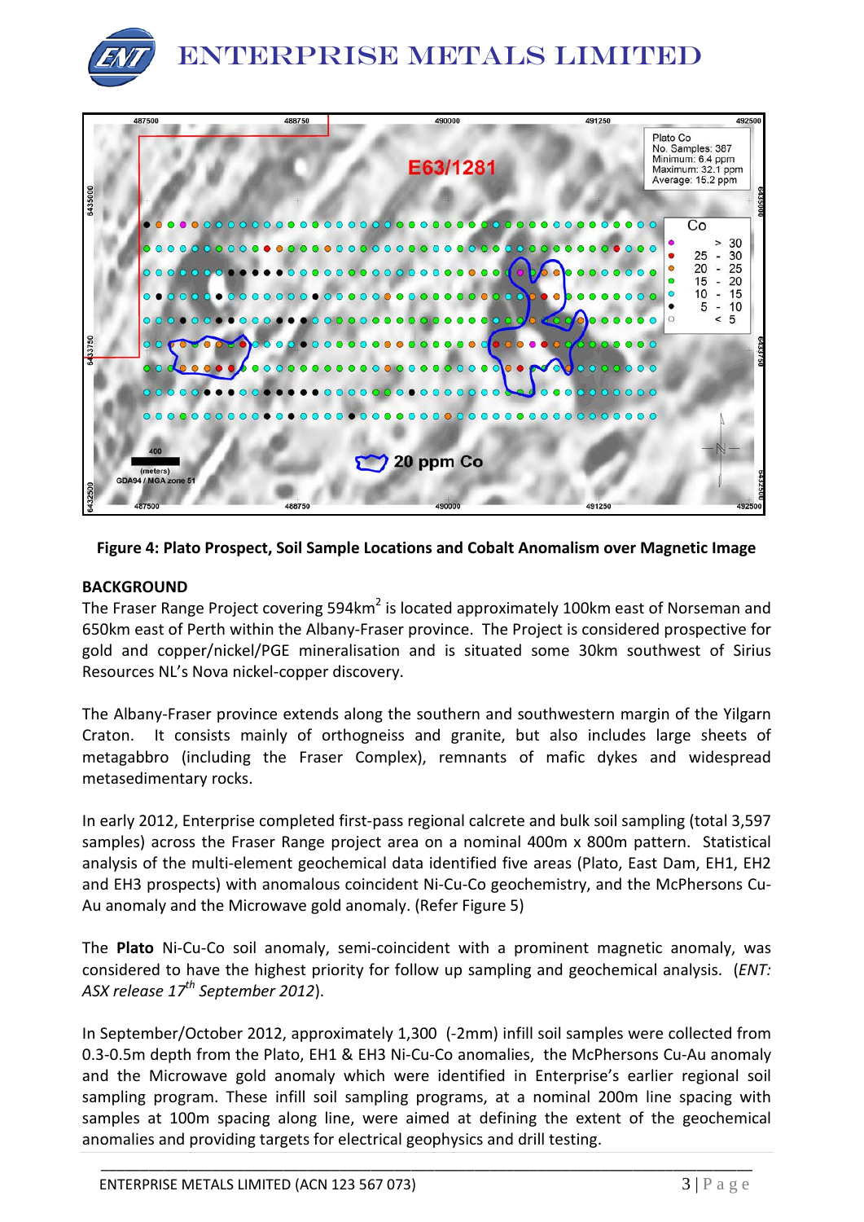487500
488750
490000
491250
492500

E63/1281

Plato Co
No. Samples: 387
Minimum: 6.4 ppm
Maximum: 32.1 ppm
Average: 15.2 ppm

Co
> 30
25 - 30
20 - 25
15 - 20
10 - 15
5 - 10
< 5

6435000
6433750
6432500

400
(meters)
GDA94 / MGA zone 51

20 ppm Co

N

Figure 4: Plato Prospect, Soil Sample Locations and Cobalt Anomalism over Magnetic Image

## BACKGROUND

The Fraser Range Project covering 594km$^2$ is located approximately 100km east of Norseman and 650km east of Perth within the Albany-Fraser province. The Project is considered prospective for gold and copper/nickel/PGE mineralisation and is situated some 30km southwest of Sirius Resources NL's Nova nickel-copper discovery.

The Albany-Fraser province extends along the southern and southwestern margin of the Yilgarn Craton. It consists mainly of orthogneiss and granite, but also includes large sheets of metagabbro (including the Fraser Complex), remnants of mafic dykes and widespread metasedimentary rocks.

In early 2012, Enterprise completed first-pass regional calcrete and bulk soil sampling (total 3,597 samples) across the Fraser Range project area on a nominal 400m x 800m pattern. Statistical analysis of the multi-element geochemical data identified five areas (Plato, East Dam, EH1, EH2 and EH3 prospects) with anomalous coincident Ni-Cu-Co geochemistry, and the McPhersons Cu-Au anomaly and the Microwave gold anomaly. (Refer Figure 5)

The **Plato** Ni-Cu-Co soil anomaly, semi-coincident with a prominent magnetic anomaly, was considered to have the highest priority for follow up sampling and geochemical analysis. (*ENT: ASX release 17$^{th}$ September 2012*).

In September/October 2012, approximately 1,300 (-2mm) infill soil samples were collected from 0.3-0.5m depth from the Plato, EH1 & EH3 Ni-Cu-Co anomalies, the McPhersons Cu-Au anomaly and the Microwave gold anomaly which were identified in Enterprise's earlier regional soil sampling program. These infill soil sampling programs, at a nominal 200m line spacing with samples at 100m spacing along line, were aimed at defining the extent of the geochemical anomalies and providing targets for electrical geophysics and drill testing.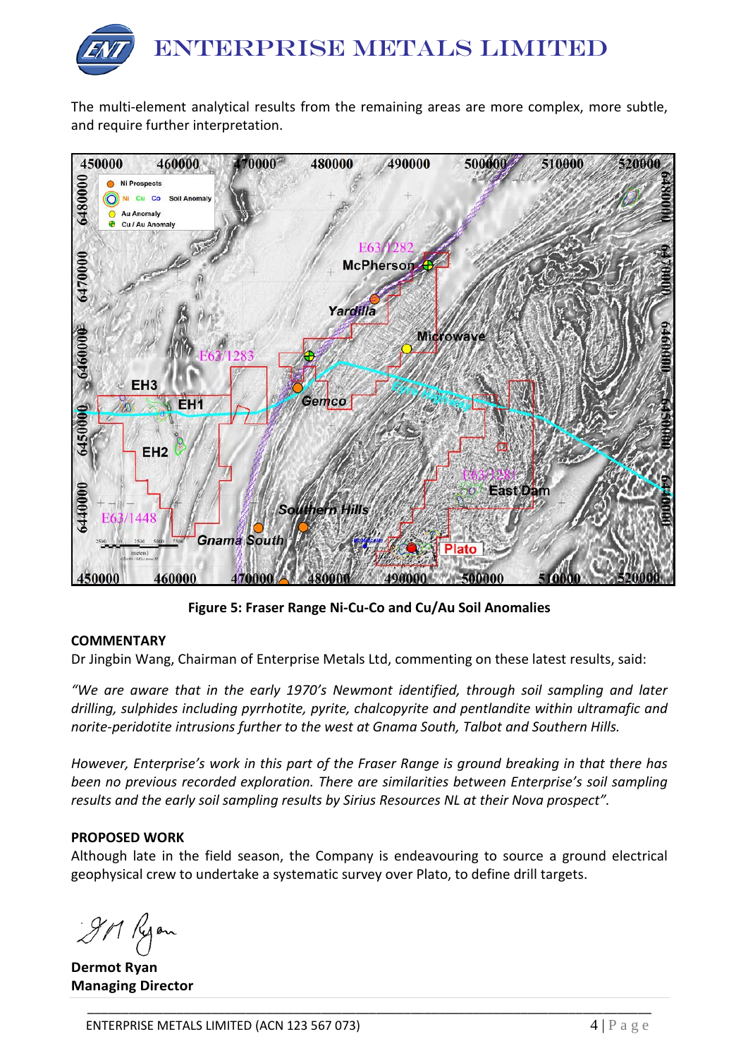The multi-element analytical results from the remaining areas are more complex, more subtle, and require further interpretation.

450000
460000
470000
480000
490000
500000
510000
520000

6480000
6470000
6460000
6450000
6440000

Ni Prospects
Ni Cu Co Soil Anomaly
Au Anomaly
Cu / Au Anomaly

E63/1282
McPherson
Yardilla
Microwave
E63/1283
EH3
EH1
Gemco
Eyre Highway
EH2
E63/1281
East Dam
E63/1448
Southern Hills
Gnama South
Plato

**Figure 5: Fraser Range Ni-Cu-Co and Cu/Au Soil Anomalies**

**COMMENTARY**

Dr Jingbin Wang, Chairman of Enterprise Metals Ltd, commenting on these latest results, said:

*"We are aware that in the early 1970's Newmont identified, through soil sampling and later drilling, sulphides including pyrrhotite, pyrite, chalcopyrite and pentlandite within ultramafic and norite-peridotite intrusions further to the west at Gnama South, Talbot and Southern Hills.*

*However, Enterprise's work in this part of the Fraser Range is ground breaking in that there has been no previous recorded exploration. There are similarities between Enterprise's soil sampling results and the early soil sampling results by Sirius Resources NL at their Nova prospect".*

**PROPOSED WORK**

Although late in the field season, the Company is endeavouring to source a ground electrical geophysical crew to undertake a systematic survey over Plato, to define drill targets.

**Dermot Ryan**
**Managing Director**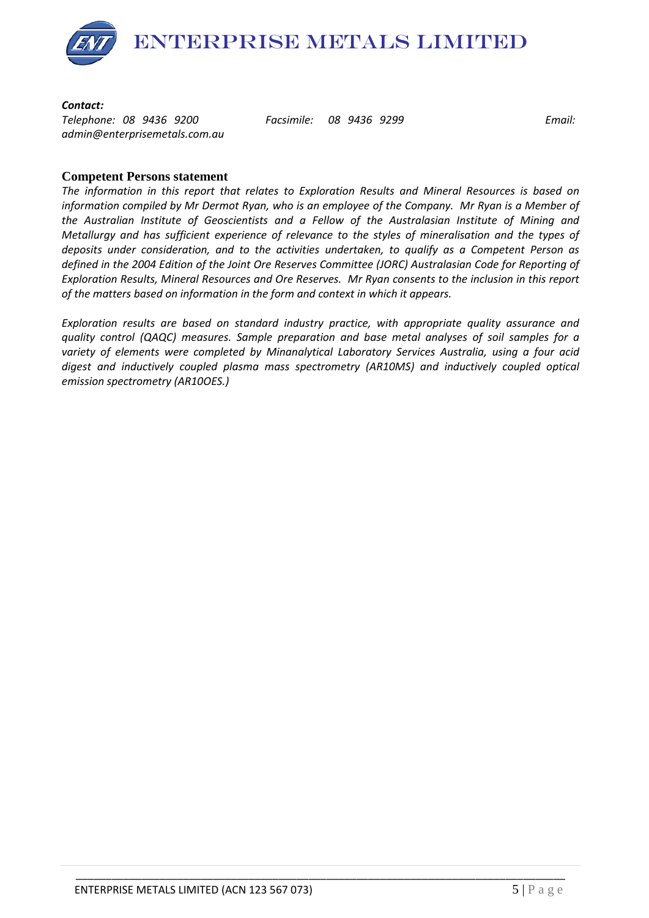***Contact:***

*Telephone: 08 9436 9200 Facsimile: 08 9436 9299 Email: admin@enterprisemetals.com.au*

## Competent Persons statement

*The information in this report that relates to Exploration Results and Mineral Resources is based on information compiled by Mr Dermot Ryan, who is an employee of the Company. Mr Ryan is a Member of the Australian Institute of Geoscientists and a Fellow of the Australasian Institute of Mining and Metallurgy and has sufficient experience of relevance to the styles of mineralisation and the types of deposits under consideration, and to the activities undertaken, to qualify as a Competent Person as defined in the 2004 Edition of the Joint Ore Reserves Committee (JORC) Australasian Code for Reporting of Exploration Results, Mineral Resources and Ore Reserves. Mr Ryan consents to the inclusion in this report of the matters based on information in the form and context in which it appears.*

*Exploration results are based on standard industry practice, with appropriate quality assurance and quality control (QAQC) measures. Sample preparation and base metal analyses of soil samples for a variety of elements were completed by Minanalytical Laboratory Services Australia, using a four acid digest and inductively coupled plasma mass spectrometry (AR10MS) and inductively coupled optical emission spectrometry (AR10OES.)*